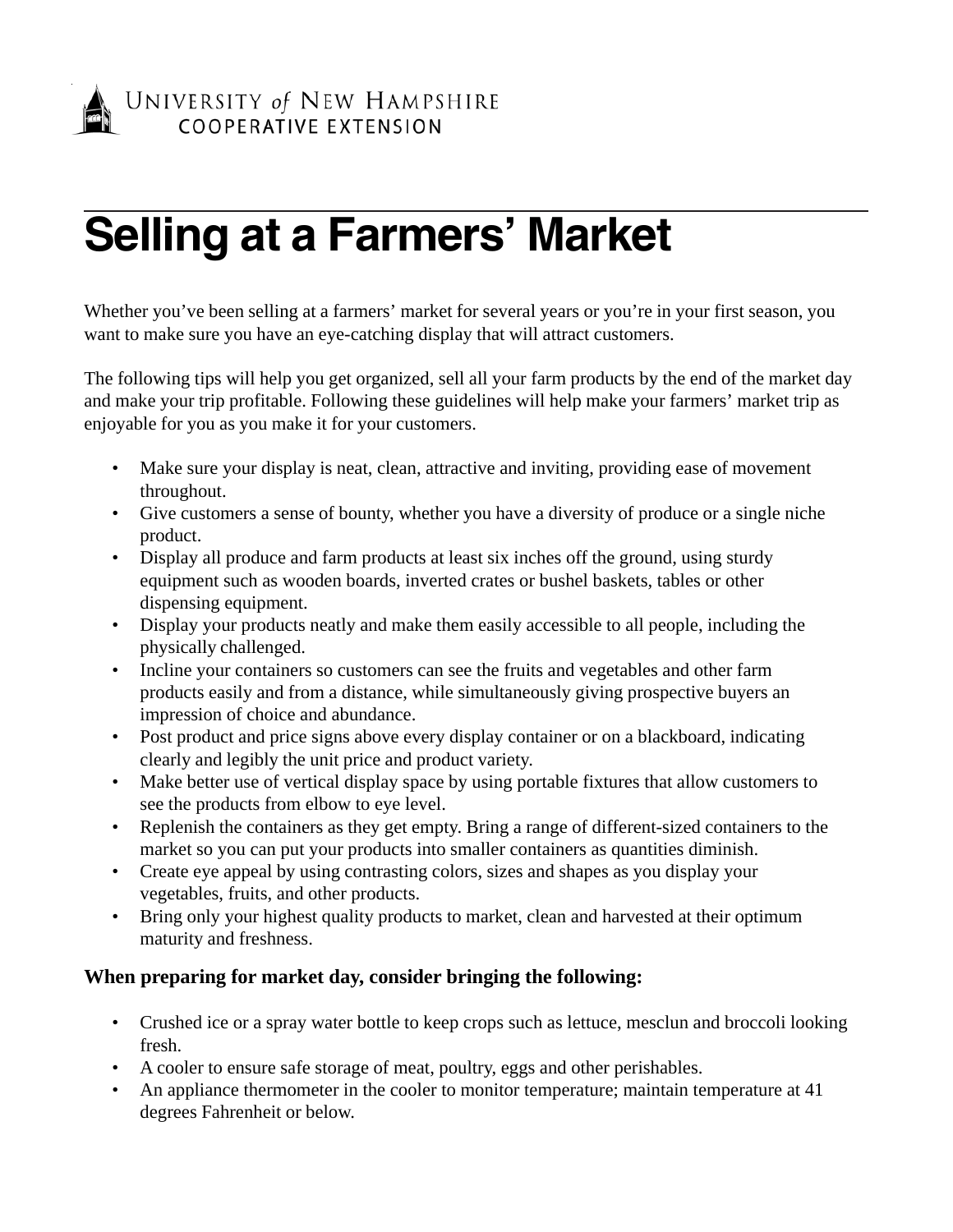UNIVERSITY *of* NEW HAMPSHIRE
COOPERATIVE EXTENSION

# Selling at a Farmers' Market

Whether you've been selling at a farmers' market for several years or you're in your first season, you want to make sure you have an eye-catching display that will attract customers.

The following tips will help you get organized, sell all your farm products by the end of the market day and make your trip profitable. Following these guidelines will help make your farmers' market trip as enjoyable for you as you make it for your customers.

- Make sure your display is neat, clean, attractive and inviting, providing ease of movement throughout.
- Give customers a sense of bounty, whether you have a diversity of produce or a single niche product.
- Display all produce and farm products at least six inches off the ground, using sturdy equipment such as wooden boards, inverted crates or bushel baskets, tables or other dispensing equipment.
- Display your products neatly and make them easily accessible to all people, including the physically challenged.
- Incline your containers so customers can see the fruits and vegetables and other farm products easily and from a distance, while simultaneously giving prospective buyers an impression of choice and abundance.
- Post product and price signs above every display container or on a blackboard, indicating clearly and legibly the unit price and product variety.
- Make better use of vertical display space by using portable fixtures that allow customers to see the products from elbow to eye level.
- Replenish the containers as they get empty. Bring a range of different-sized containers to the market so you can put your products into smaller containers as quantities diminish.
- Create eye appeal by using contrasting colors, sizes and shapes as you display your vegetables, fruits, and other products.
- Bring only your highest quality products to market, clean and harvested at their optimum maturity and freshness.

**When preparing for market day, consider bringing the following:**

- Crushed ice or a spray water bottle to keep crops such as lettuce, mesclun and broccoli looking fresh.
- A cooler to ensure safe storage of meat, poultry, eggs and other perishables.
- An appliance thermometer in the cooler to monitor temperature; maintain temperature at 41 degrees Fahrenheit or below.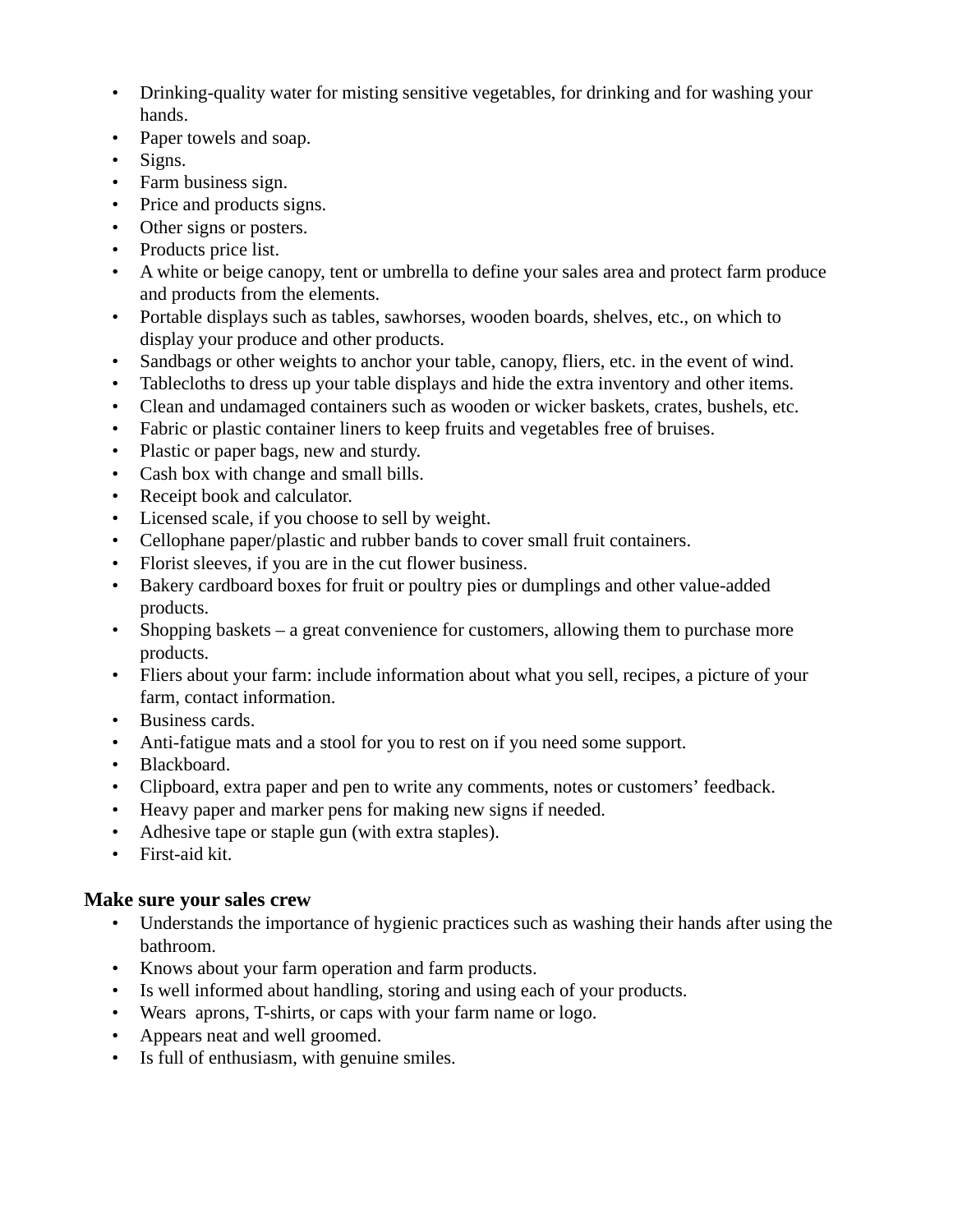- Drinking-quality water for misting sensitive vegetables, for drinking and for washing your hands.
- Paper towels and soap.
- Signs.
- Farm business sign.
- Price and products signs.
- Other signs or posters.
- Products price list.
- A white or beige canopy, tent or umbrella to define your sales area and protect farm produce and products from the elements.
- Portable displays such as tables, sawhorses, wooden boards, shelves, etc., on which to display your produce and other products.
- Sandbags or other weights to anchor your table, canopy, fliers, etc. in the event of wind.
- Tablecloths to dress up your table displays and hide the extra inventory and other items.
- Clean and undamaged containers such as wooden or wicker baskets, crates, bushels, etc.
- Fabric or plastic container liners to keep fruits and vegetables free of bruises.
- Plastic or paper bags, new and sturdy.
- Cash box with change and small bills.
- Receipt book and calculator.
- Licensed scale, if you choose to sell by weight.
- Cellophane paper/plastic and rubber bands to cover small fruit containers.
- Florist sleeves, if you are in the cut flower business.
- Bakery cardboard boxes for fruit or poultry pies or dumplings and other value-added products.
- Shopping baskets – a great convenience for customers, allowing them to purchase more products.
- Fliers about your farm: include information about what you sell, recipes, a picture of your farm, contact information.
- Business cards.
- Anti-fatigue mats and a stool for you to rest on if you need some support.
- Blackboard.
- Clipboard, extra paper and pen to write any comments, notes or customers' feedback.
- Heavy paper and marker pens for making new signs if needed.
- Adhesive tape or staple gun (with extra staples).
- First-aid kit.

**Make sure your sales crew**

- Understands the importance of hygienic practices such as washing their hands after using the bathroom.
- Knows about your farm operation and farm products.
- Is well informed about handling, storing and using each of your products.
- Wears aprons, T-shirts, or caps with your farm name or logo.
- Appears neat and well groomed.
- Is full of enthusiasm, with genuine smiles.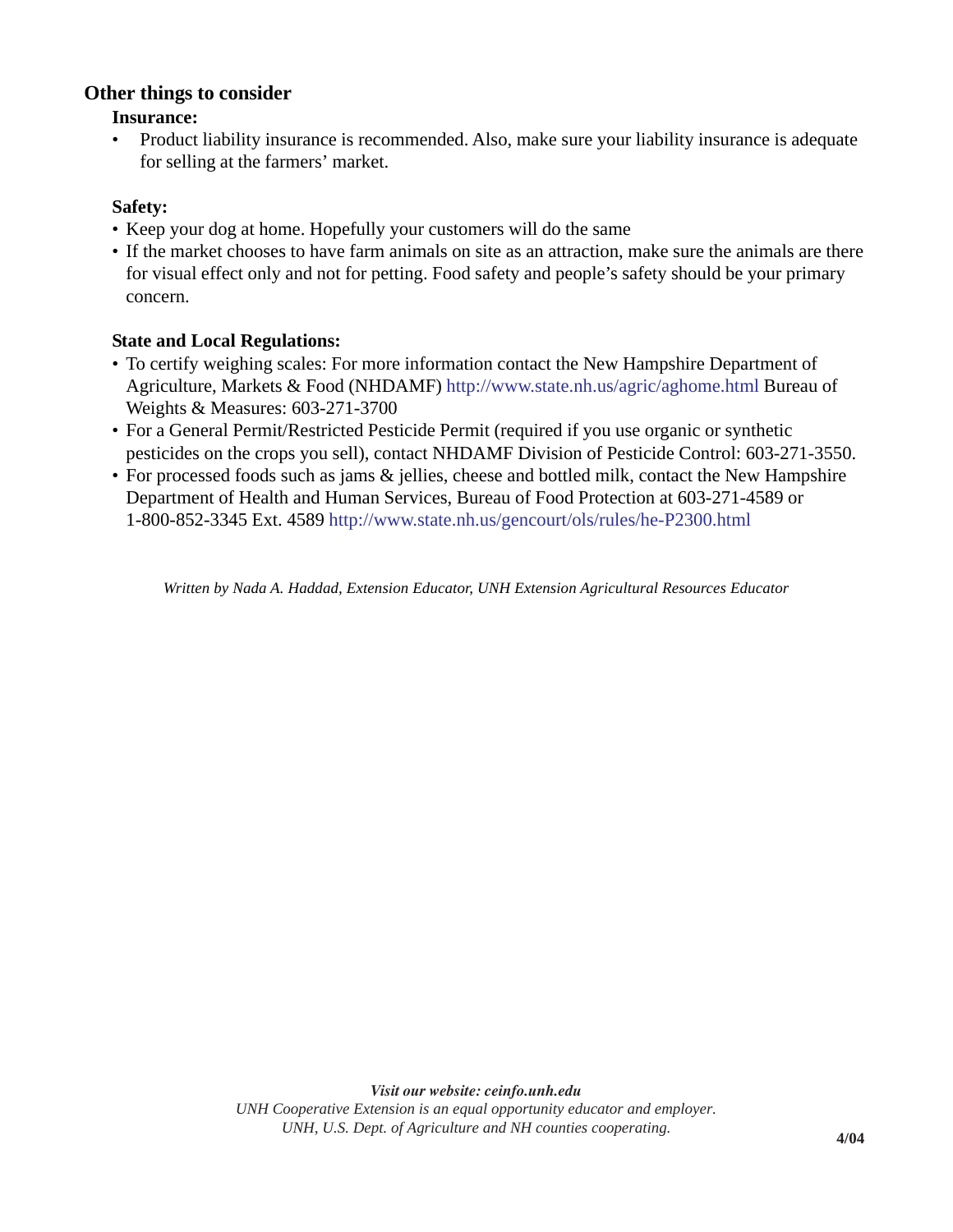## Other things to consider

**Insurance:**

- Product liability insurance is recommended. Also, make sure your liability insurance is adequate for selling at the farmers' market.

**Safety:**

- Keep your dog at home. Hopefully your customers will do the same
- If the market chooses to have farm animals on site as an attraction, make sure the animals are there for visual effect only and not for petting. Food safety and people's safety should be your primary concern.

**State and Local Regulations:**

- To certify weighing scales: For more information contact the New Hampshire Department of Agriculture, Markets & Food (NHDAMF) http://www.state.nh.us/agric/aghome.html Bureau of Weights & Measures: 603-271-3700
- For a General Permit/Restricted Pesticide Permit (required if you use organic or synthetic pesticides on the crops you sell), contact NHDAMF Division of Pesticide Control: 603-271-3550.
- For processed foods such as jams & jellies, cheese and bottled milk, contact the New Hampshire Department of Health and Human Services, Bureau of Food Protection at 603-271-4589 or 1-800-852-3345 Ext. 4589 http://www.state.nh.us/gencourt/ols/rules/he-P2300.html

*Written by Nada A. Haddad, Extension Educator, UNH Extension Agricultural Resources Educator*

***Visit our website: ceinfo.unh.edu***

*UNH Cooperative Extension is an equal opportunity educator and employer.*
*UNH, U.S. Dept. of Agriculture and NH counties cooperating.*

**4/04**